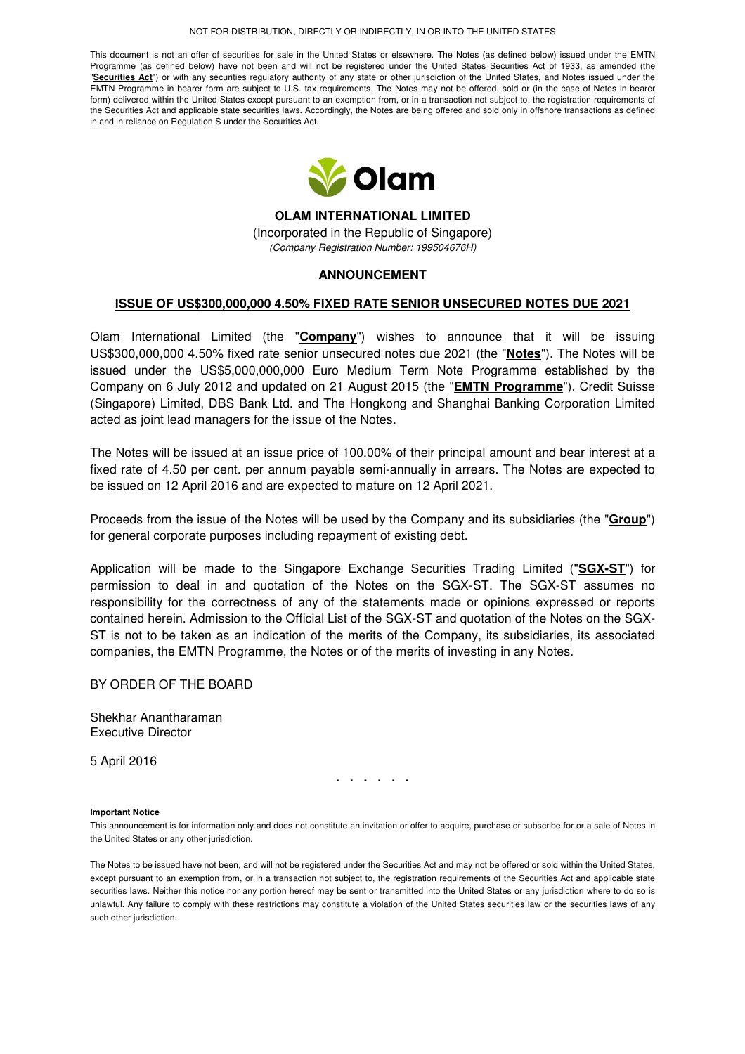NOT FOR DISTRIBUTION, DIRECTLY OR INDIRECTLY, IN OR INTO THE UNITED STATES

This document is not an offer of securities for sale in the United States or elsewhere. The Notes (as defined below) issued under the EMTN Programme (as defined below) have not been and will not be registered under the United States Securities Act of 1933, as amended (the "**Securities Act**") or with any securities regulatory authority of any state or other jurisdiction of the United States, and Notes issued under the EMTN Programme in bearer form are subject to U.S. tax requirements. The Notes may not be offered, sold or (in the case of Notes in bearer form) delivered within the United States except pursuant to an exemption from, or in a transaction not subject to, the registration requirements of the Securities Act and applicable state securities laws. Accordingly, the Notes are being offered and sold only in offshore transactions as defined in and in reliance on Regulation S under the Securities Act.

Olam

**OLAM INTERNATIONAL LIMITED**

(Incorporated in the Republic of Singapore)

*(Company Registration Number: 199504676H)*

**ANNOUNCEMENT**

**ISSUE OF US$300,000,000 4.50% FIXED RATE SENIOR UNSECURED NOTES DUE 2021**

Olam International Limited (the "**Company**") wishes to announce that it will be issuing US$300,000,000 4.50% fixed rate senior unsecured notes due 2021 (the "**Notes**"). The Notes will be issued under the US$5,000,000,000 Euro Medium Term Note Programme established by the Company on 6 July 2012 and updated on 21 August 2015 (the "**EMTN Programme**"). Credit Suisse (Singapore) Limited, DBS Bank Ltd. and The Hongkong and Shanghai Banking Corporation Limited acted as joint lead managers for the issue of the Notes.

The Notes will be issued at an issue price of 100.00% of their principal amount and bear interest at a fixed rate of 4.50 per cent. per annum payable semi-annually in arrears. The Notes are expected to be issued on 12 April 2016 and are expected to mature on 12 April 2021.

Proceeds from the issue of the Notes will be used by the Company and its subsidiaries (the "**Group**") for general corporate purposes including repayment of existing debt.

Application will be made to the Singapore Exchange Securities Trading Limited ("**SGX-ST**") for permission to deal in and quotation of the Notes on the SGX-ST. The SGX-ST assumes no responsibility for the correctness of any of the statements made or opinions expressed or reports contained herein. Admission to the Official List of the SGX-ST and quotation of the Notes on the SGX-ST is not to be taken as an indication of the merits of the Company, its subsidiaries, its associated companies, the EMTN Programme, the Notes or of the merits of investing in any Notes.

BY ORDER OF THE BOARD

Shekhar Anantharaman
Executive Director

5 April 2016

. . . . . .

**Important Notice**

This announcement is for information only and does not constitute an invitation or offer to acquire, purchase or subscribe for or a sale of Notes in the United States or any other jurisdiction.

The Notes to be issued have not been, and will not be registered under the Securities Act and may not be offered or sold within the United States, except pursuant to an exemption from, or in a transaction not subject to, the registration requirements of the Securities Act and applicable state securities laws. Neither this notice nor any portion hereof may be sent or transmitted into the United States or any jurisdiction where to do so is unlawful. Any failure to comply with these restrictions may constitute a violation of the United States securities law or the securities laws of any such other jurisdiction.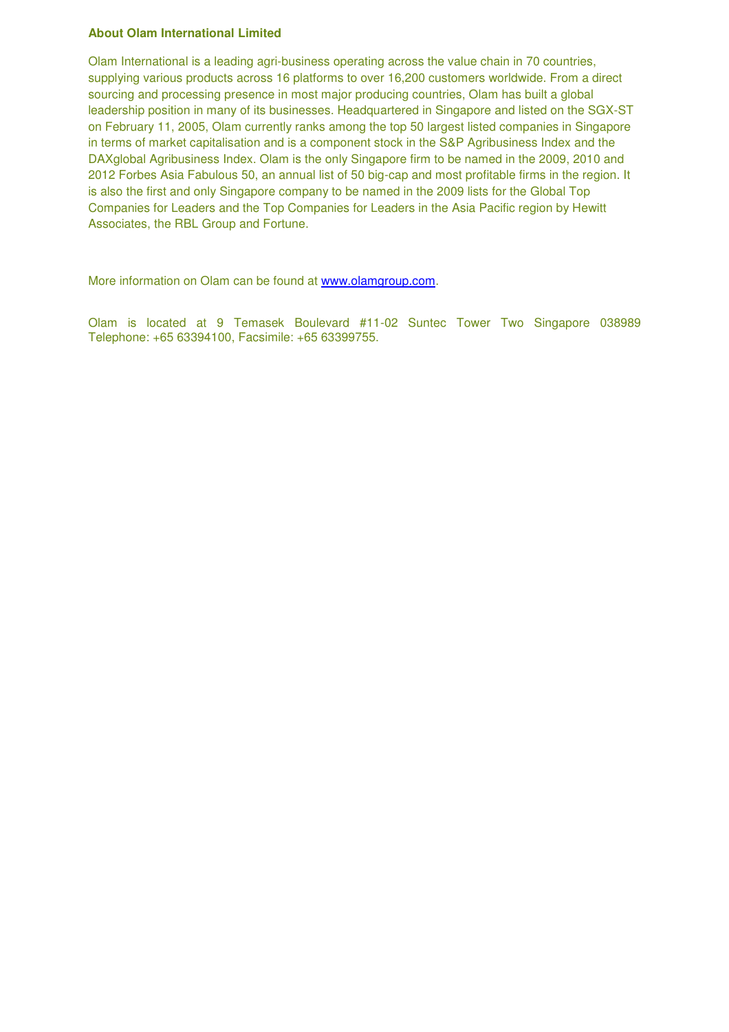**About Olam International Limited**

Olam International is a leading agri-business operating across the value chain in 70 countries, supplying various products across 16 platforms to over 16,200 customers worldwide. From a direct sourcing and processing presence in most major producing countries, Olam has built a global leadership position in many of its businesses. Headquartered in Singapore and listed on the SGX-ST on February 11, 2005, Olam currently ranks among the top 50 largest listed companies in Singapore in terms of market capitalisation and is a component stock in the S&P Agribusiness Index and the DAXglobal Agribusiness Index. Olam is the only Singapore firm to be named in the 2009, 2010 and 2012 Forbes Asia Fabulous 50, an annual list of 50 big-cap and most profitable firms in the region. It is also the first and only Singapore company to be named in the 2009 lists for the Global Top Companies for Leaders and the Top Companies for Leaders in the Asia Pacific region by Hewitt Associates, the RBL Group and Fortune.

More information on Olam can be found at www.olamgroup.com.

Olam is located at 9 Temasek Boulevard #11-02 Suntec Tower Two Singapore 038989 Telephone: +65 63394100, Facsimile: +65 63399755.